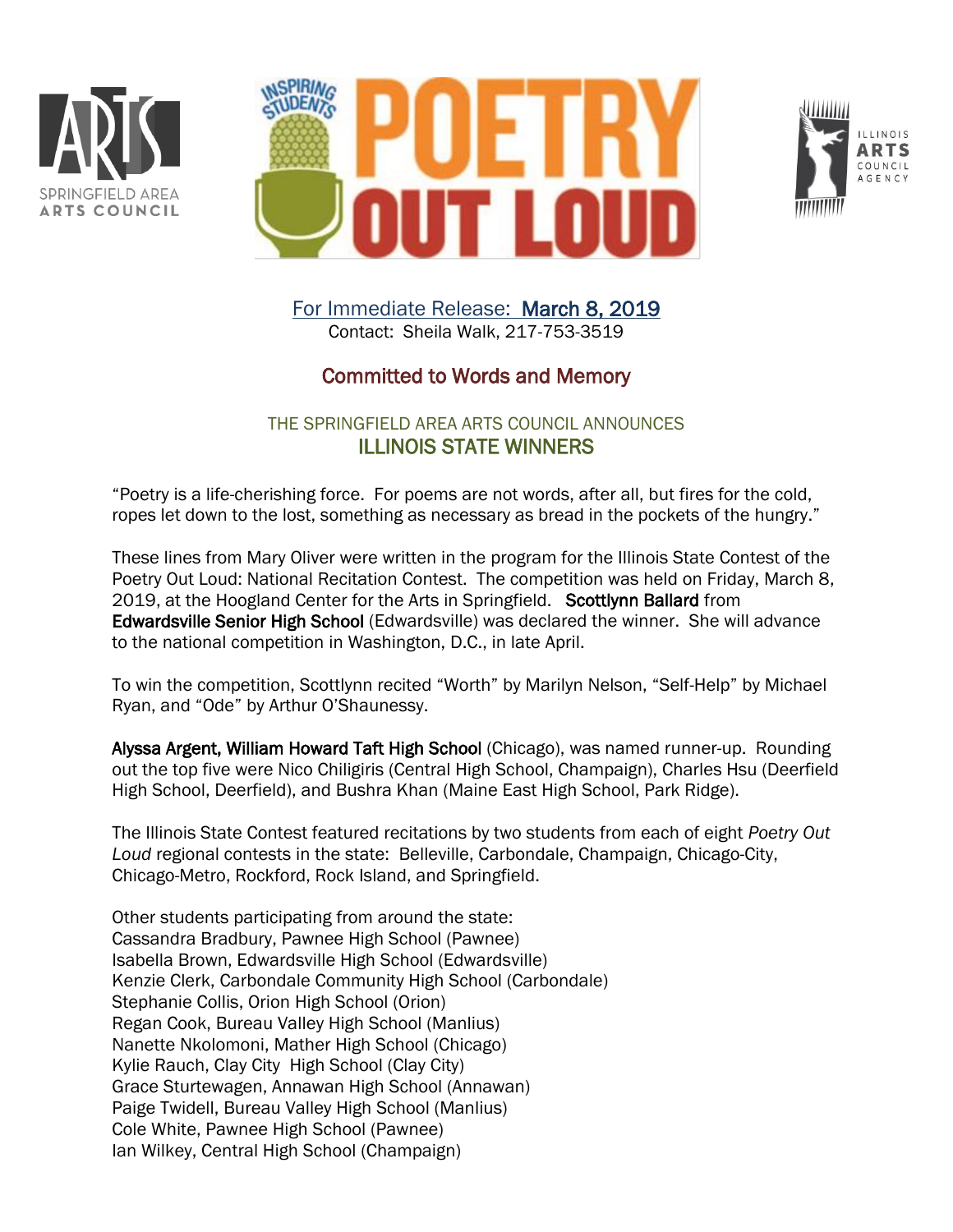SPRINGFIELD AREA ARTS COUNCIL

INSPIRING STUDENTS POETRY OUT LOUD

ILLINOIS ARTS COUNCIL AGENCY

For Immediate Release: **March 8, 2019**
Contact: Sheila Walk, 217-753-3519

## Committed to Words and Memory

### THE SPRINGFIELD AREA ARTS COUNCIL ANNOUNCES ILLINOIS STATE WINNERS

"Poetry is a life-cherishing force. For poems are not words, after all, but fires for the cold, ropes let down to the lost, something as necessary as bread in the pockets of the hungry."

These lines from Mary Oliver were written in the program for the Illinois State Contest of the Poetry Out Loud: National Recitation Contest. The competition was held on Friday, March 8, 2019, at the Hoogland Center for the Arts in Springfield. **Scottlynn Ballard** from **Edwardsville Senior High School** (Edwardsville) was declared the winner. She will advance to the national competition in Washington, D.C., in late April.

To win the competition, Scottlynn recited "Worth" by Marilyn Nelson, "Self-Help" by Michael Ryan, and "Ode" by Arthur O'Shaunessy.

**Alyssa Argent, William Howard Taft High School** (Chicago), was named runner-up. Rounding out the top five were Nico Chiligiris (Central High School, Champaign), Charles Hsu (Deerfield High School, Deerfield), and Bushra Khan (Maine East High School, Park Ridge).

The Illinois State Contest featured recitations by two students from each of eight *Poetry Out Loud* regional contests in the state: Belleville, Carbondale, Champaign, Chicago-City, Chicago-Metro, Rockford, Rock Island, and Springfield.

Other students participating from around the state:
Cassandra Bradbury, Pawnee High School (Pawnee)
Isabella Brown, Edwardsville High School (Edwardsville)
Kenzie Clerk, Carbondale Community High School (Carbondale)
Stephanie Collis, Orion High School (Orion)
Regan Cook, Bureau Valley High School (Manlius)
Nanette Nkolomoni, Mather High School (Chicago)
Kylie Rauch, Clay City High School (Clay City)
Grace Sturtewagen, Annawan High School (Annawan)
Paige Twidell, Bureau Valley High School (Manlius)
Cole White, Pawnee High School (Pawnee)
Ian Wilkey, Central High School (Champaign)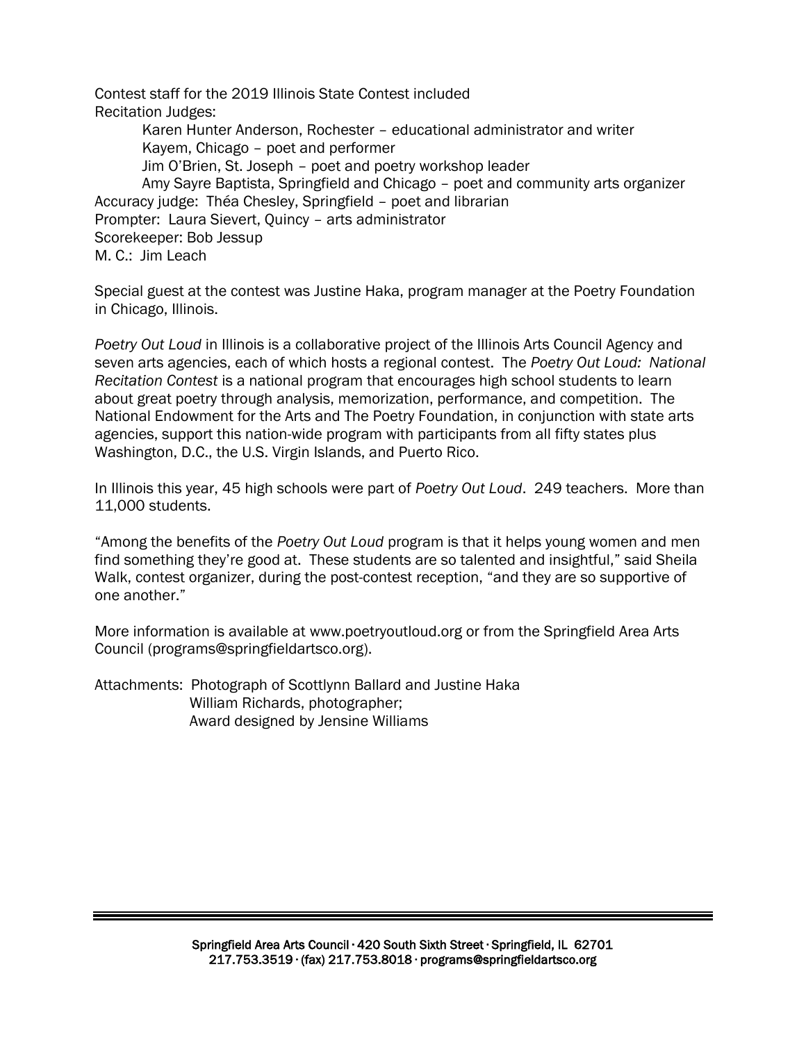Contest staff for the 2019 Illinois State Contest included
Recitation Judges:

Karen Hunter Anderson, Rochester – educational administrator and writer
Kayem, Chicago – poet and performer
Jim O'Brien, St. Joseph – poet and poetry workshop leader
Amy Sayre Baptista, Springfield and Chicago – poet and community arts organizer

Accuracy judge: Théa Chesley, Springfield – poet and librarian
Prompter: Laura Sievert, Quincy – arts administrator
Scorekeeper: Bob Jessup
M. C.: Jim Leach

Special guest at the contest was Justine Haka, program manager at the Poetry Foundation in Chicago, Illinois.

*Poetry Out Loud* in Illinois is a collaborative project of the Illinois Arts Council Agency and seven arts agencies, each of which hosts a regional contest. The *Poetry Out Loud: National Recitation Contest* is a national program that encourages high school students to learn about great poetry through analysis, memorization, performance, and competition. The National Endowment for the Arts and The Poetry Foundation, in conjunction with state arts agencies, support this nation-wide program with participants from all fifty states plus Washington, D.C., the U.S. Virgin Islands, and Puerto Rico.

In Illinois this year, 45 high schools were part of *Poetry Out Loud*. 249 teachers. More than 11,000 students.

"Among the benefits of the *Poetry Out Loud* program is that it helps young women and men find something they're good at. These students are so talented and insightful," said Sheila Walk, contest organizer, during the post-contest reception, "and they are so supportive of one another."

More information is available at www.poetryoutloud.org or from the Springfield Area Arts Council (programs@springfieldartsco.org).

Attachments: Photograph of Scottlynn Ballard and Justine Haka
William Richards, photographer;
Award designed by Jensine Williams

Springfield Area Arts Council · 420 South Sixth Street · Springfield, IL 62701
217.753.3519 · (fax) 217.753.8018 · programs@springfieldartsco.org